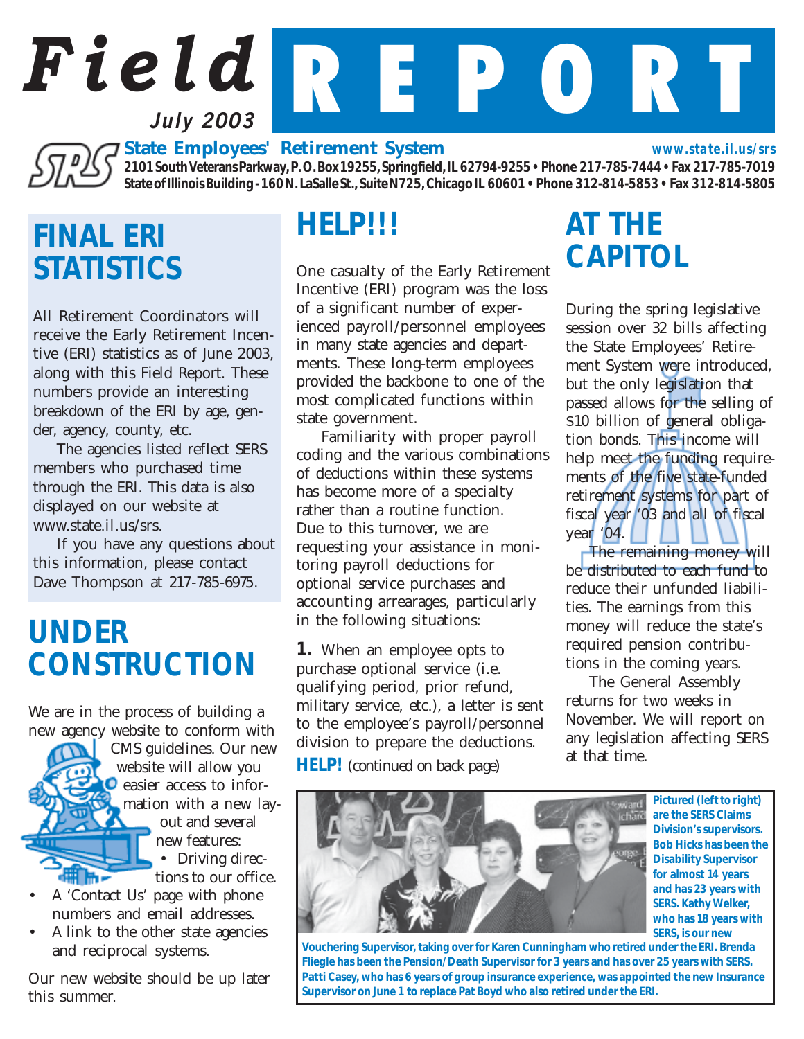# Field REPORT

**July 2003**

**State Employees' Retirement System** *www.state.il.us/srs*

**2101 South Veterans Parkway, P.O. Box 19255, Springfield, IL 62794-9255 • Phone 217-785-7444 • Fax 217-785-7019**
**State of Illinois Building - 160 N. LaSalle St., Suite N725, Chicago IL 60601 • Phone 312-814-5853 • Fax 312-814-5805**

## FINAL ERI STATISTICS

All Retirement Coordinators will receive the Early Retirement Incentive (ERI) statistics as of June 2003, along with this Field Report. These numbers provide an interesting breakdown of the ERI by age, gender, agency, county, etc.

The agencies listed reflect SERS members who purchased time through the ERI. This data is also displayed on our website at www.state.il.us/srs.

If you have any questions about this information, please contact Dave Thompson at 217-785-6975.

## UNDER CONSTRUCTION

We are in the process of building a new agency website to conform with CMS guidelines. Our new website will allow you easier access to information with a new layout and several new features:

- Driving directions to our office.
- A 'Contact Us' page with phone numbers and email addresses.
- A link to the other state agencies and reciprocal systems.

Our new website should be up later this summer.

## HELP!!!

One casualty of the Early Retirement Incentive (ERI) program was the loss of a significant number of experienced payroll/personnel employees in many state agencies and departments. These long-term employees provided the backbone to one of the most complicated functions within state government.

Familiarity with proper payroll coding and the various combinations of deductions within these systems has become more of a specialty rather than a routine function. Due to this turnover, we are requesting your assistance in monitoring payroll deductions for optional service purchases and accounting arrearages, particularly in the following situations:

**1.** When an employee opts to purchase optional service (i.e. qualifying period, prior refund, military service, etc.), a letter is sent to the employee's payroll/personnel division to prepare the deductions.

**HELP!** *(continued on back page)*

## AT THE CAPITOL

During the spring legislative session over 32 bills affecting the State Employees' Retirement System were introduced, but the only legislation that passed allows for the selling of $10 billion of general obligation bonds. This income will help meet the funding requirements of the five state-funded retirement systems for part of fiscal year '03 and all of fiscal year '04.

The remaining money will be distributed to each fund to reduce their unfunded liabilities. The earnings from this money will reduce the state's required pension contributions in the coming years.

The General Assembly returns for two weeks in November. We will report on any legislation affecting SERS at that time.

**Pictured (left to right) are the SERS Claims Division's supervisors. Bob Hicks has been the Disability Supervisor for almost 14 years and has 23 years with SERS. Kathy Welker, who has 18 years with SERS, is our new Vouchering Supervisor, taking over for Karen Cunningham who retired under the ERI. Brenda Fliegle has been the Pension/Death Supervisor for 3 years and has over 25 years with SERS. Patti Casey, who has 6 years of group insurance experience, was appointed the new Insurance Supervisor on June 1 to replace Pat Boyd who also retired under the ERI.**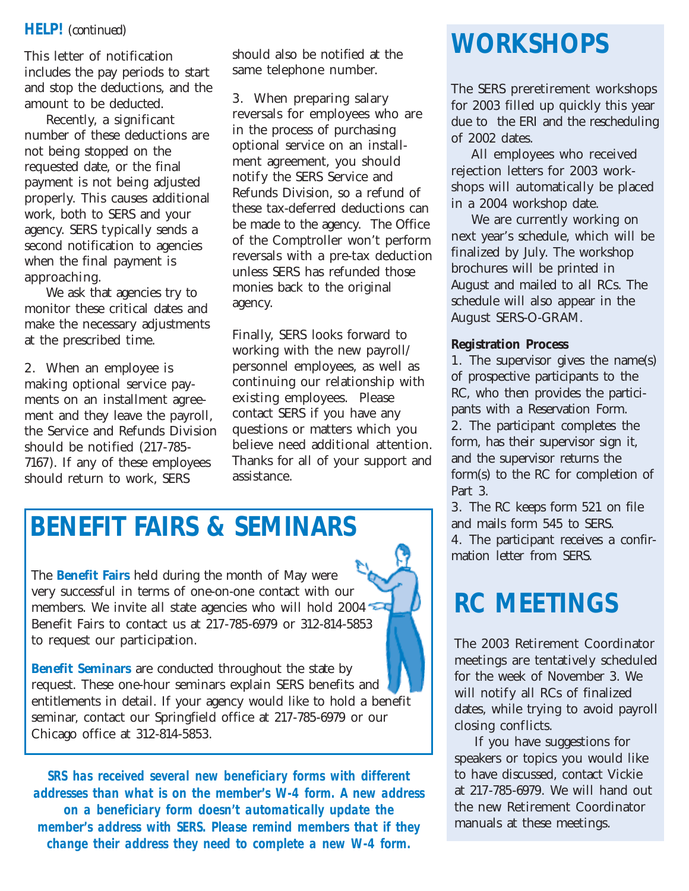**HELP!** *(continued)*

This letter of notification includes the pay periods to start and stop the deductions, and the amount to be deducted.

Recently, a significant number of these deductions are not being stopped on the requested date, or the final payment is not being adjusted properly. This causes additional work, both to SERS and your agency. SERS typically sends a second notification to agencies when the final payment is approaching.

We ask that agencies try to monitor these critical dates and make the necessary adjustments at the prescribed time.

2. When an employee is making optional service payments on an installment agreement and they leave the payroll, the Service and Refunds Division should be notified (217-785-7167). If any of these employees should return to work, SERS should also be notified at the same telephone number.

3. When preparing salary reversals for employees who are in the process of purchasing optional service on an installment agreement, you should notify the SERS Service and Refunds Division, so a refund of these tax-deferred deductions can be made to the agency. The Office of the Comptroller won't perform reversals with a pre-tax deduction unless SERS has refunded those monies back to the original agency.

Finally, SERS looks forward to working with the new payroll/personnel employees, as well as continuing our relationship with existing employees. Please contact SERS if you have any questions or matters which you believe need additional attention. Thanks for all of your support and assistance.

# BENEFIT FAIRS & SEMINARS

The **Benefit Fairs** held during the month of May were very successful in terms of one-on-one contact with our members. We invite all state agencies who will hold 2004 Benefit Fairs to contact us at 217-785-6979 or 312-814-5853 to request our participation.

**Benefit Seminars** are conducted throughout the state by request. These one-hour seminars explain SERS benefits and entitlements in detail. If your agency would like to hold a benefit seminar, contact our Springfield office at 217-785-6979 or our Chicago office at 312-814-5853.

***SRS has received several new beneficiary forms with different addresses than what is on the member's W-4 form. A new address on a beneficiary form doesn't automatically update the member's address with SERS. Please remind members that if they change their address they need to complete a new W-4 form.***

# WORKSHOPS

The SERS preretirement workshops for 2003 filled up quickly this year due to the ERI and the rescheduling of 2002 dates.

All employees who received rejection letters for 2003 workshops will automatically be placed in a 2004 workshop date.

We are currently working on next year's schedule, which will be finalized by July. The workshop brochures will be printed in August and mailed to all RCs. The schedule will also appear in the August SERS-O-GRAM.

**Registration Process**

1. The supervisor gives the name(s) of prospective participants to the RC, who then provides the participants with a Reservation Form.
2. The participant completes the form, has their supervisor sign it, and the supervisor returns the form(s) to the RC for completion of Part 3.
3. The RC keeps form 521 on file and mails form 545 to SERS.
4. The participant receives a confirmation letter from SERS.

# RC MEETINGS

The 2003 Retirement Coordinator meetings are tentatively scheduled for the week of November 3. We will notify all RCs of finalized dates, while trying to avoid payroll closing conflicts.

If you have suggestions for speakers or topics you would like to have discussed, contact Vickie at 217-785-6979. We will hand out the new Retirement Coordinator manuals at these meetings.